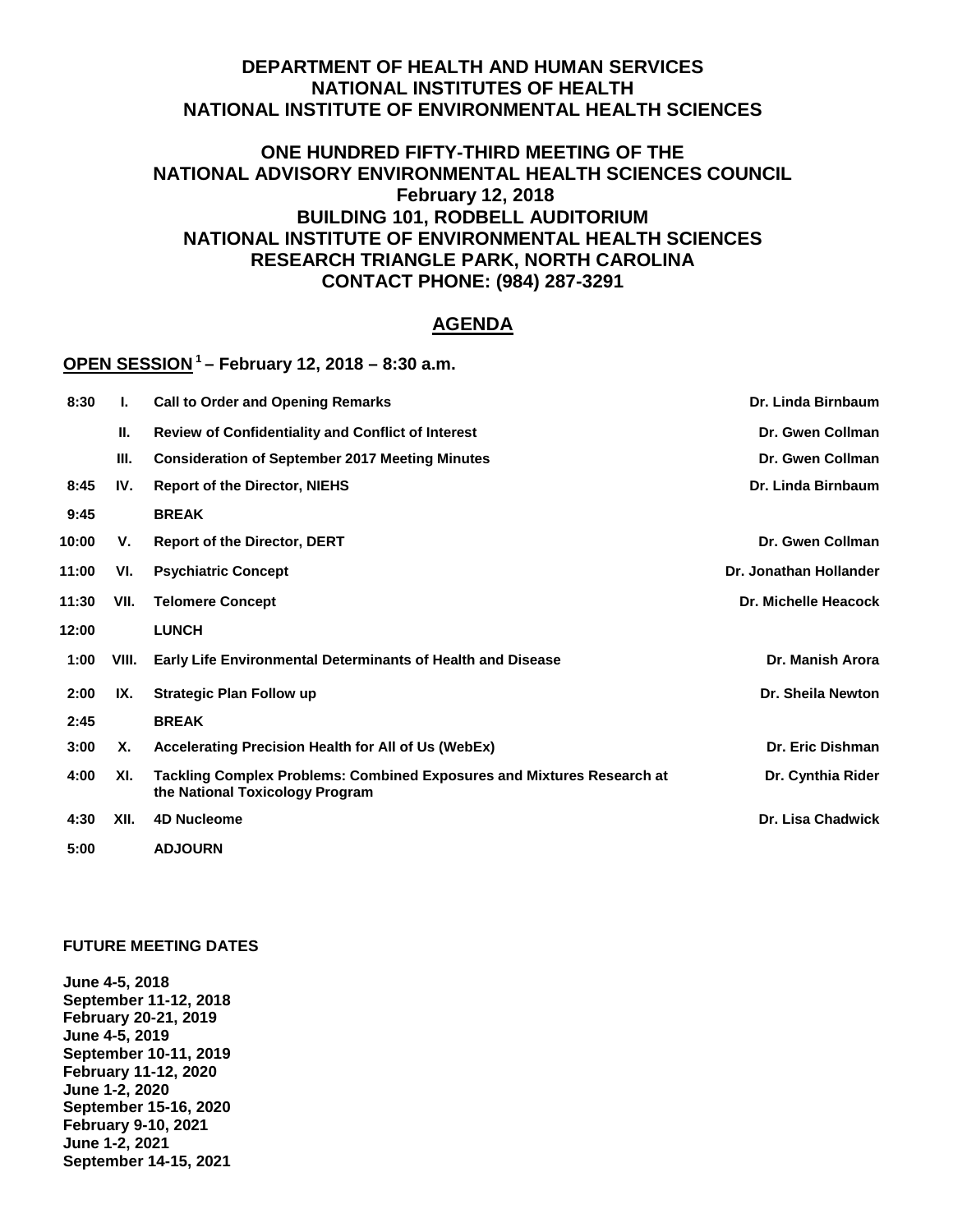# DEPARTMENT OF HEALTH AND HUMAN SERVICES
# NATIONAL INSTITUTES OF HEALTH
# NATIONAL INSTITUTE OF ENVIRONMENTAL HEALTH SCIENCES

## ONE HUNDRED FIFTY-THIRD MEETING OF THE NATIONAL ADVISORY ENVIRONMENTAL HEALTH SCIENCES COUNCIL

**February 12, 2018**
**BUILDING 101, RODBELL AUDITORIUM**
**NATIONAL INSTITUTE OF ENVIRONMENTAL HEALTH SCIENCES**
**RESEARCH TRIANGLE PARK, NORTH CAROLINA**
**CONTACT PHONE: (984) 287-3291**

## AGENDA

### OPEN SESSION[1] – February 12, 2018 – 8:30 a.m.

| Time | No. | Item | Presenter |
|---|---|---|---|
| 8:30 | I. | Call to Order and Opening Remarks | Dr. Linda Birnbaum |
| | II. | Review of Confidentiality and Conflict of Interest | Dr. Gwen Collman |
| | III. | Consideration of September 2017 Meeting Minutes | Dr. Gwen Collman |
| 8:45 | IV. | Report of the Director, NIEHS | Dr. Linda Birnbaum |
| 9:45 | | BREAK | |
| 10:00 | V. | Report of the Director, DERT | Dr. Gwen Collman |
| 11:00 | VI. | Psychiatric Concept | Dr. Jonathan Hollander |
| 11:30 | VII. | Telomere Concept | Dr. Michelle Heacock |
| 12:00 | | LUNCH | |
| 1:00 | VIII. | Early Life Environmental Determinants of Health and Disease | Dr. Manish Arora |
| 2:00 | IX. | Strategic Plan Follow up | Dr. Sheila Newton |
| 2:45 | | BREAK | |
| 3:00 | X. | Accelerating Precision Health for All of Us (WebEx) | Dr. Eric Dishman |
| 4:00 | XI. | Tackling Complex Problems: Combined Exposures and Mixtures Research at the National Toxicology Program | Dr. Cynthia Rider |
| 4:30 | XII. | 4D Nucleome | Dr. Lisa Chadwick |
| 5:00 | | ADJOURN | |

**FUTURE MEETING DATES**

**June 4-5, 2018**
**September 11-12, 2018**
**February 20-21, 2019**
**June 4-5, 2019**
**September 10-11, 2019**
**February 11-12, 2020**
**June 1-2, 2020**
**September 15-16, 2020**
**February 9-10, 2021**
**June 1-2, 2021**
**September 14-15, 2021**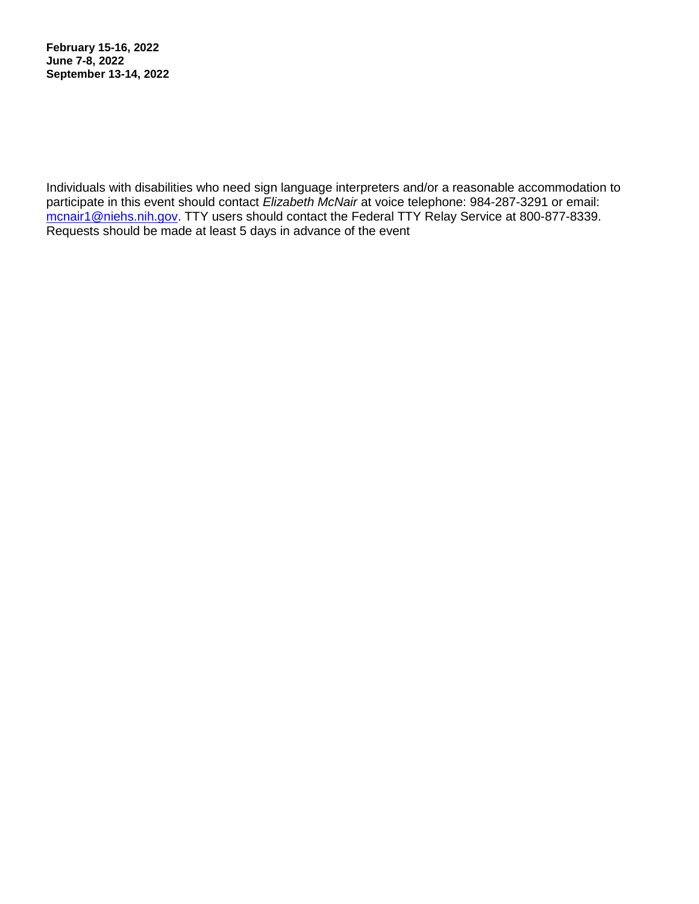**February 15-16, 2022**
**June 7-8, 2022**
**September 13-14, 2022**

Individuals with disabilities who need sign language interpreters and/or a reasonable accommodation to participate in this event should contact *Elizabeth McNair* at voice telephone: 984-287-3291 or email: [mcnair1@niehs.nih.gov](mailto:mcnair1@niehs.nih.gov). TTY users should contact the Federal TTY Relay Service at 800-877-8339. Requests should be made at least 5 days in advance of the event